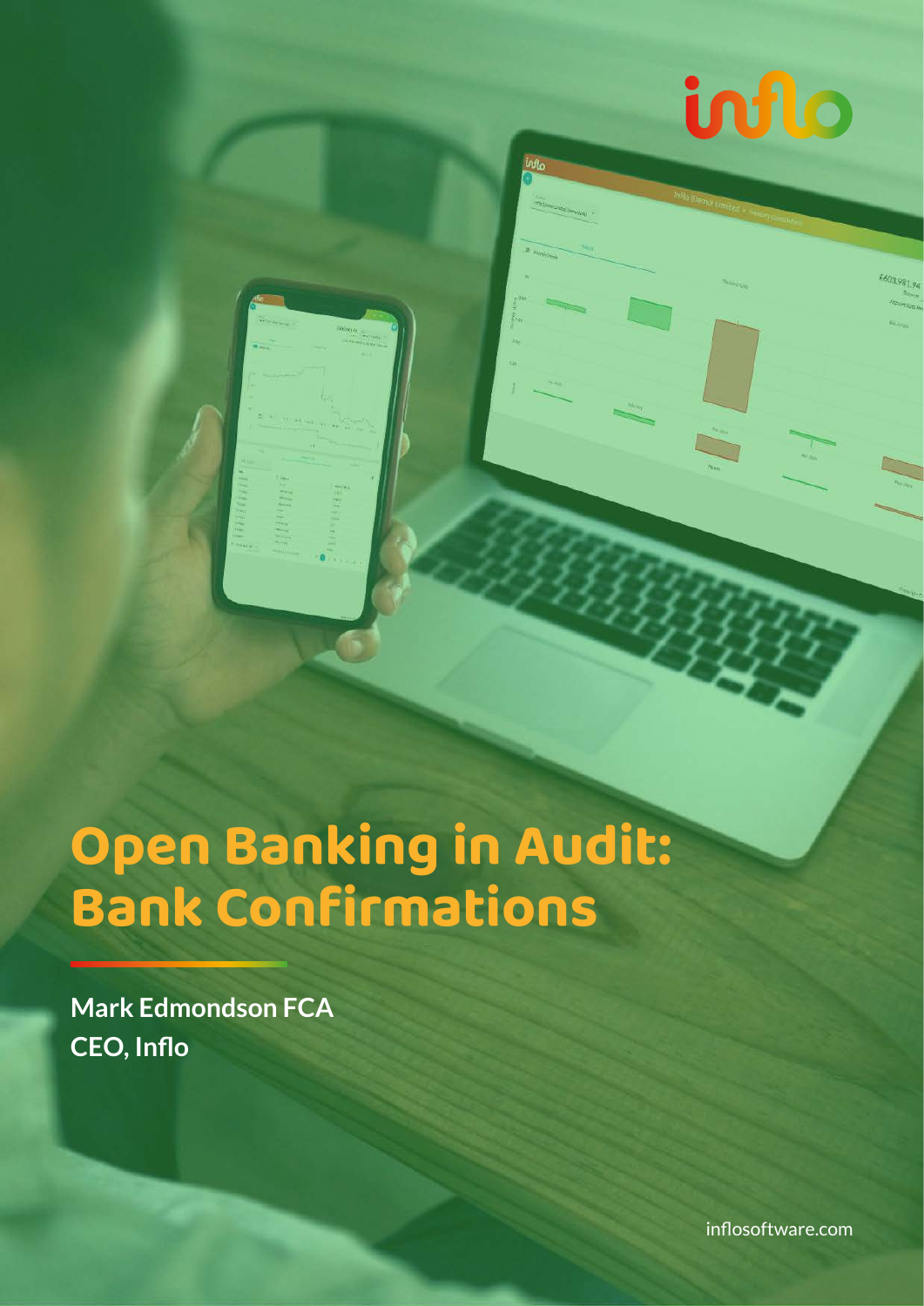# Open Banking in Audit: Bank Confirmations

**Mark Edmondson FCA**
**CEO, Inflo**

inflosoftware.com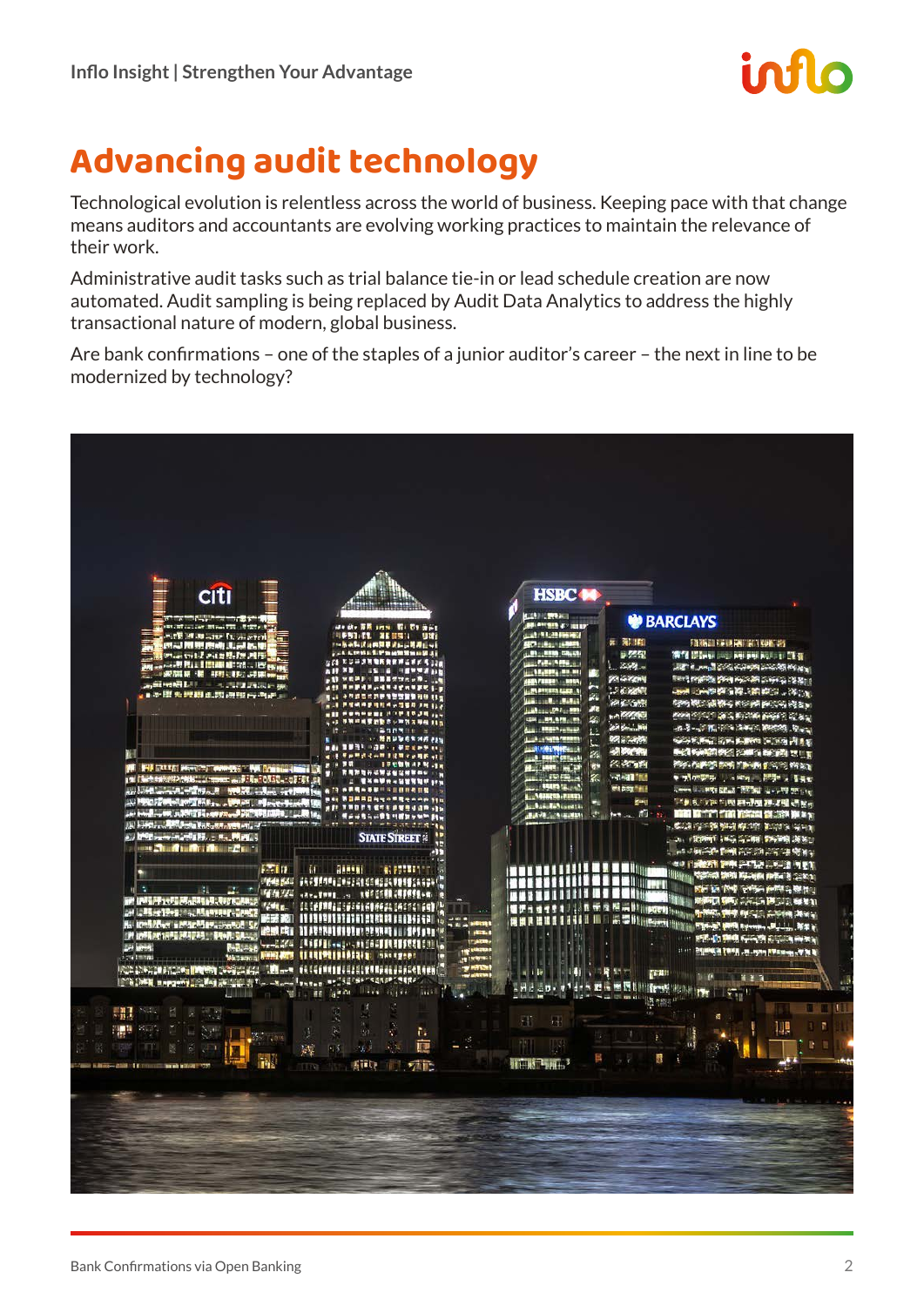# Advancing audit technology

Technological evolution is relentless across the world of business. Keeping pace with that change means auditors and accountants are evolving working practices to maintain the relevance of their work.

Administrative audit tasks such as trial balance tie-in or lead schedule creation are now automated. Audit sampling is being replaced by Audit Data Analytics to address the highly transactional nature of modern, global business.

Are bank confirmations – one of the staples of a junior auditor's career – the next in line to be modernized by technology?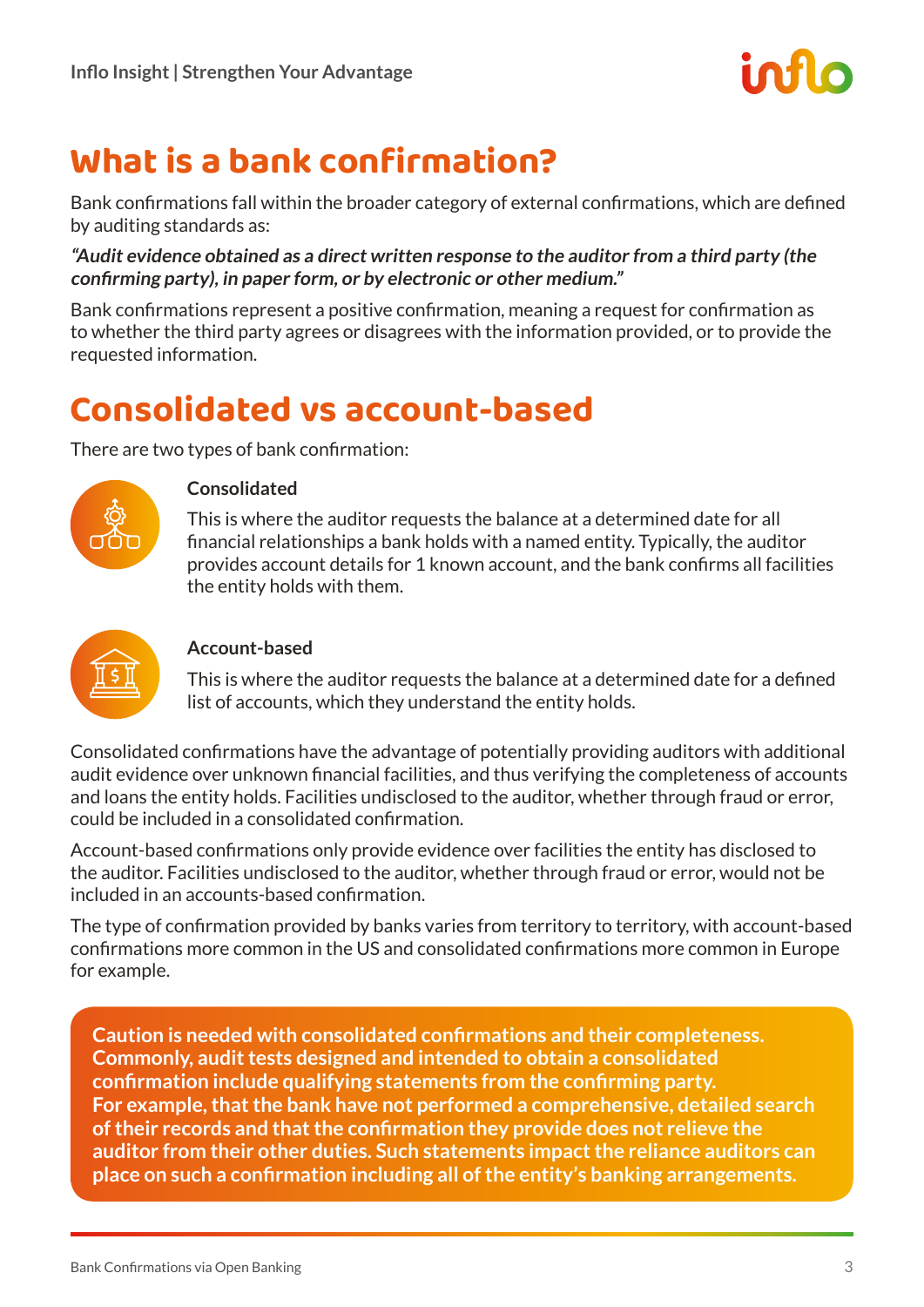# What is a bank confirmation?

Bank confirmations fall within the broader category of external confirmations, which are defined by auditing standards as:

***"Audit evidence obtained as a direct written response to the auditor from a third party (the confirming party), in paper form, or by electronic or other medium."***

Bank confirmations represent a positive confirmation, meaning a request for confirmation as to whether the third party agrees or disagrees with the information provided, or to provide the requested information.

# Consolidated vs account-based

There are two types of bank confirmation:

**Consolidated**

This is where the auditor requests the balance at a determined date for all financial relationships a bank holds with a named entity. Typically, the auditor provides account details for 1 known account, and the bank confirms all facilities the entity holds with them.

**Account-based**

This is where the auditor requests the balance at a determined date for a defined list of accounts, which they understand the entity holds.

Consolidated confirmations have the advantage of potentially providing auditors with additional audit evidence over unknown financial facilities, and thus verifying the completeness of accounts and loans the entity holds. Facilities undisclosed to the auditor, whether through fraud or error, could be included in a consolidated confirmation.

Account-based confirmations only provide evidence over facilities the entity has disclosed to the auditor. Facilities undisclosed to the auditor, whether through fraud or error, would not be included in an accounts-based confirmation.

The type of confirmation provided by banks varies from territory to territory, with account-based confirmations more common in the US and consolidated confirmations more common in Europe for example.

**Caution is needed with consolidated confirmations and their completeness. Commonly, audit tests designed and intended to obtain a consolidated confirmation include qualifying statements from the confirming party. For example, that the bank have not performed a comprehensive, detailed search of their records and that the confirmation they provide does not relieve the auditor from their other duties. Such statements impact the reliance auditors can place on such a confirmation including all of the entity's banking arrangements.**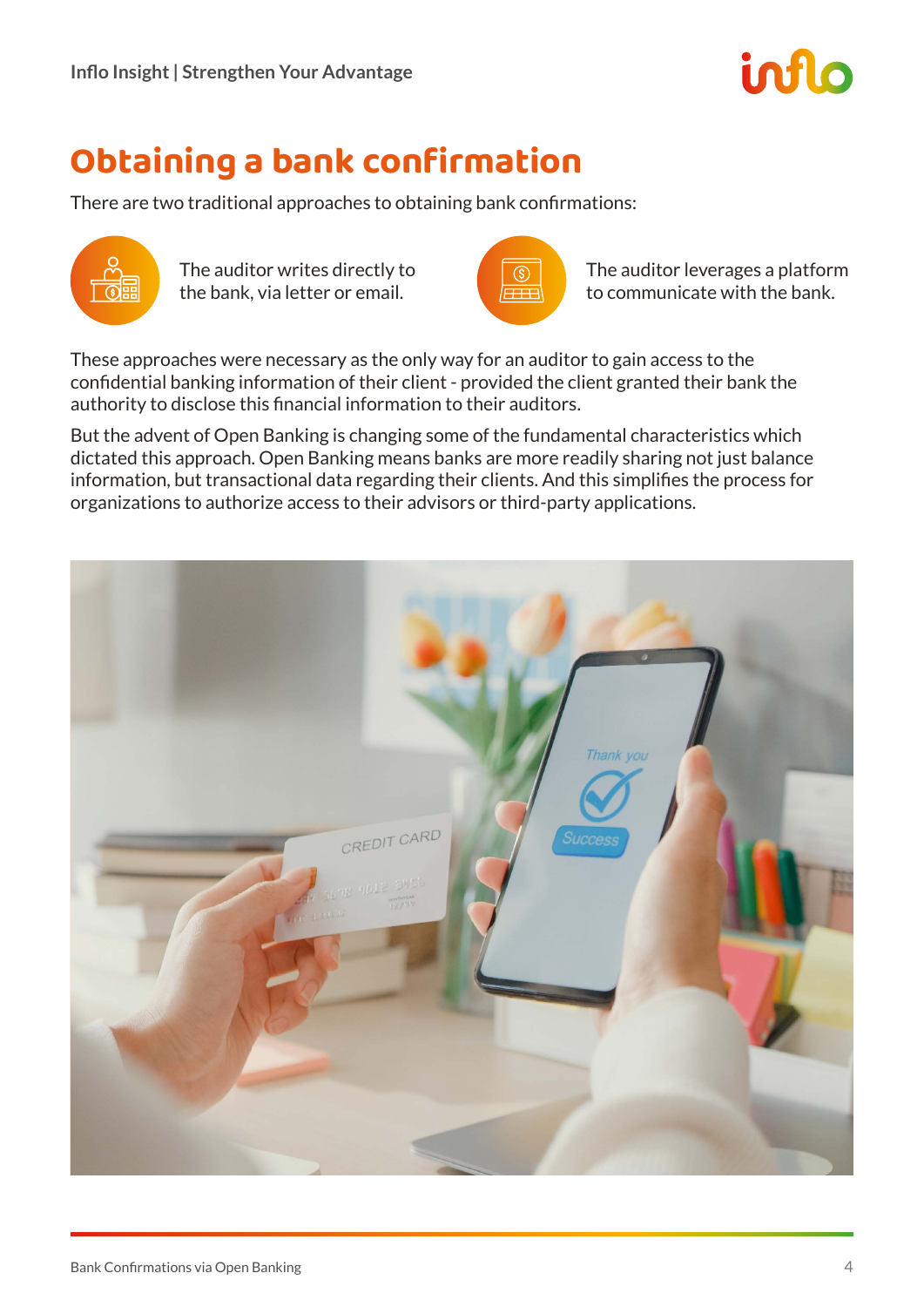# Obtaining a bank confirmation

There are two traditional approaches to obtaining bank confirmations:

- The auditor writes directly to the bank, via letter or email.
- The auditor leverages a platform to communicate with the bank.

These approaches were necessary as the only way for an auditor to gain access to the confidential banking information of their client - provided the client granted their bank the authority to disclose this financial information to their auditors.

But the advent of Open Banking is changing some of the fundamental characteristics which dictated this approach. Open Banking means banks are more readily sharing not just balance information, but transactional data regarding their clients. And this simplifies the process for organizations to authorize access to their advisors or third-party applications.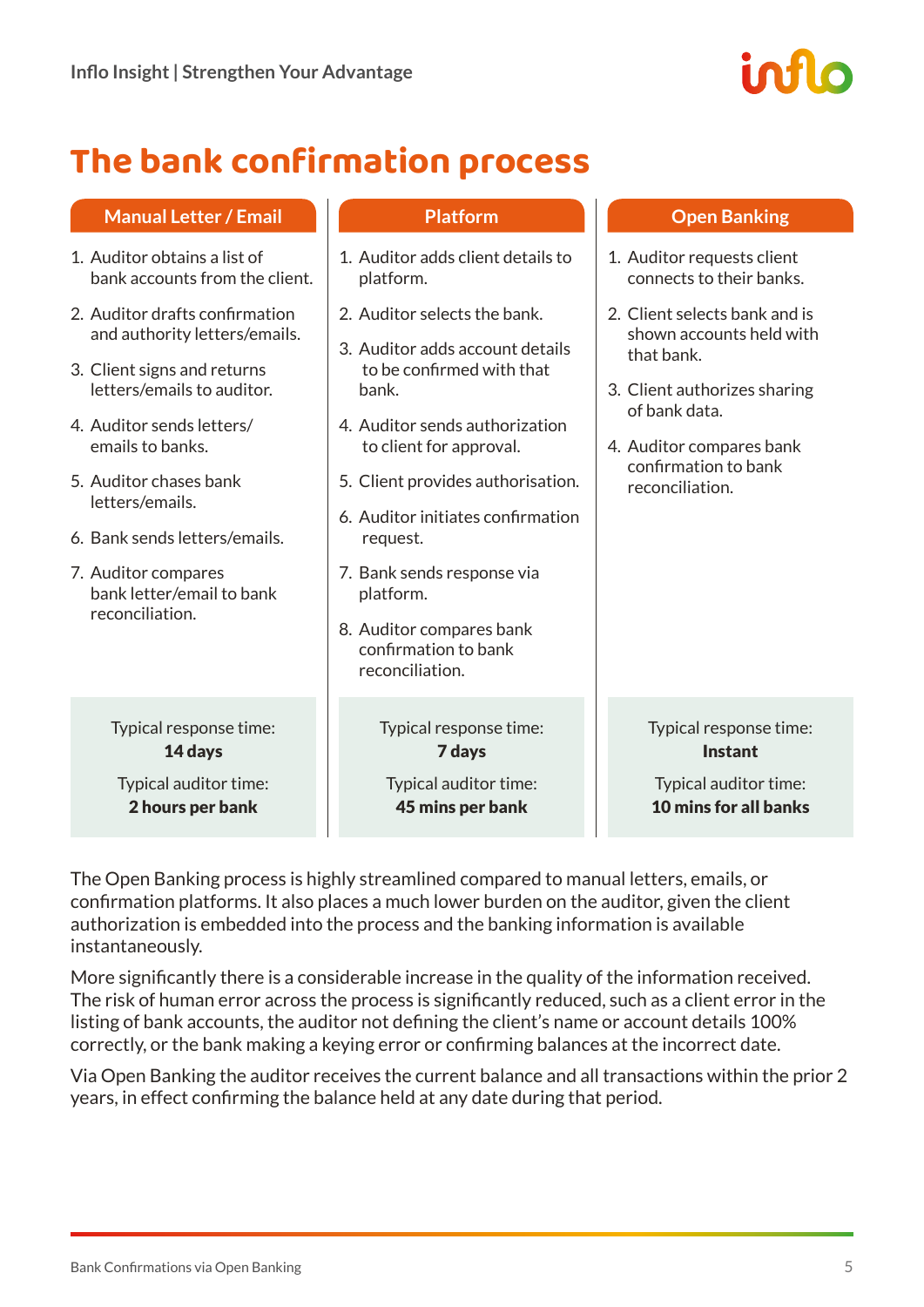# The bank confirmation process

### Manual Letter / Email

1. Auditor obtains a list of bank accounts from the client.
2. Auditor drafts confirmation and authority letters/emails.
3. Client signs and returns letters/emails to auditor.
4. Auditor sends letters/emails to banks.
5. Auditor chases bank letters/emails.
6. Bank sends letters/emails.
7. Auditor compares bank letter/email to bank reconciliation.

Typical response time: **14 days**

Typical auditor time: **2 hours per bank**

### Platform

1. Auditor adds client details to platform.
2. Auditor selects the bank.
3. Auditor adds account details to be confirmed with that bank.
4. Auditor sends authorization to client for approval.
5. Client provides authorisation.
6. Auditor initiates confirmation request.
7. Bank sends response via platform.
8. Auditor compares bank confirmation to bank reconciliation.

Typical response time: **7 days**

Typical auditor time: **45 mins per bank**

### Open Banking

1. Auditor requests client connects to their banks.
2. Client selects bank and is shown accounts held with that bank.
3. Client authorizes sharing of bank data.
4. Auditor compares bank confirmation to bank reconciliation.

Typical response time: **Instant**

Typical auditor time: **10 mins for all banks**

The Open Banking process is highly streamlined compared to manual letters, emails, or confirmation platforms. It also places a much lower burden on the auditor, given the client authorization is embedded into the process and the banking information is available instantaneously.

More significantly there is a considerable increase in the quality of the information received. The risk of human error across the process is significantly reduced, such as a client error in the listing of bank accounts, the auditor not defining the client's name or account details 100% correctly, or the bank making a keying error or confirming balances at the incorrect date.

Via Open Banking the auditor receives the current balance and all transactions within the prior 2 years, in effect confirming the balance held at any date during that period.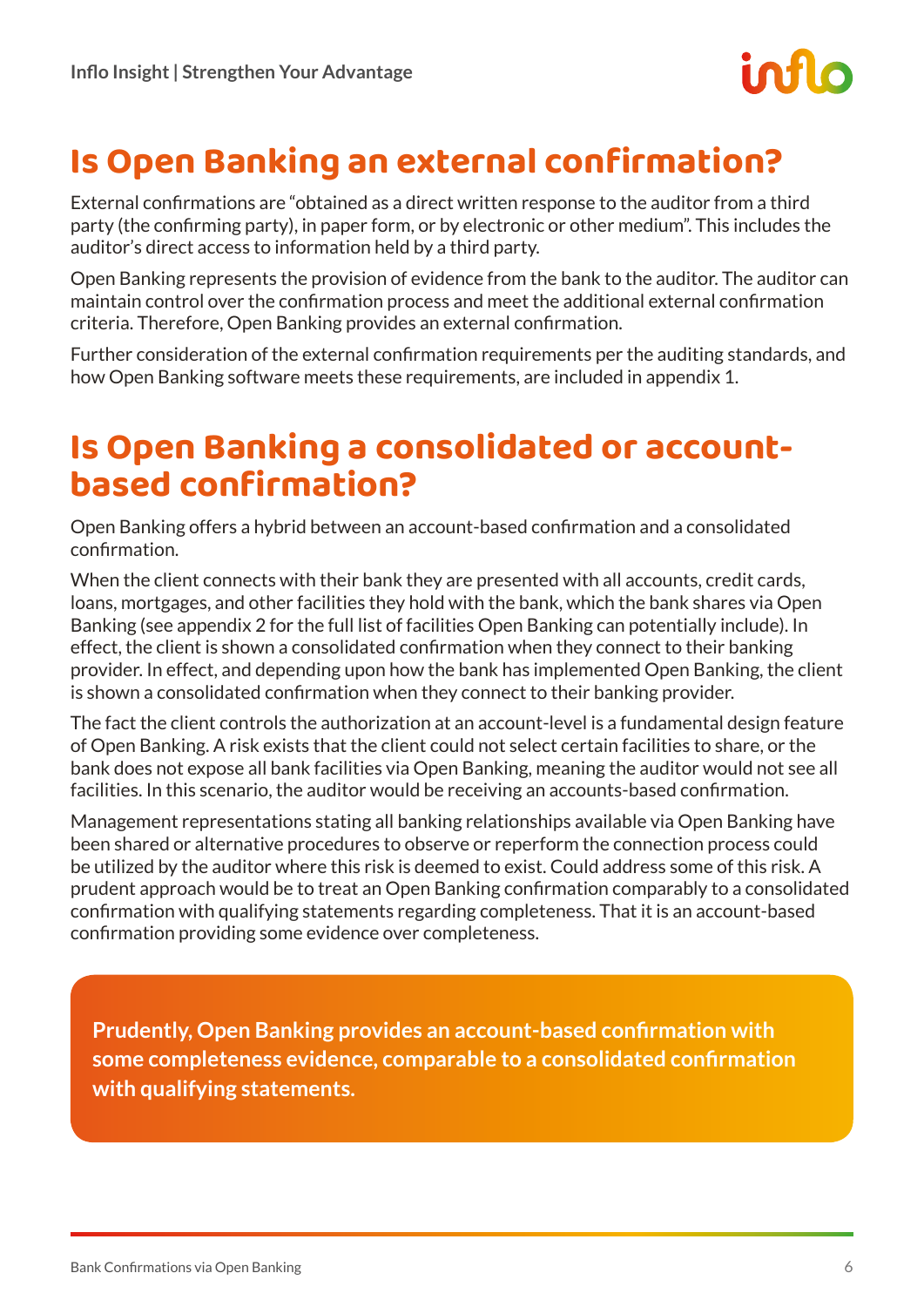# Is Open Banking an external confirmation?

External confirmations are "obtained as a direct written response to the auditor from a third party (the confirming party), in paper form, or by electronic or other medium". This includes the auditor's direct access to information held by a third party.

Open Banking represents the provision of evidence from the bank to the auditor. The auditor can maintain control over the confirmation process and meet the additional external confirmation criteria. Therefore, Open Banking provides an external confirmation.

Further consideration of the external confirmation requirements per the auditing standards, and how Open Banking software meets these requirements, are included in appendix 1.

# Is Open Banking a consolidated or account-based confirmation?

Open Banking offers a hybrid between an account-based confirmation and a consolidated confirmation.

When the client connects with their bank they are presented with all accounts, credit cards, loans, mortgages, and other facilities they hold with the bank, which the bank shares via Open Banking (see appendix 2 for the full list of facilities Open Banking can potentially include). In effect, the client is shown a consolidated confirmation when they connect to their banking provider. In effect, and depending upon how the bank has implemented Open Banking, the client is shown a consolidated confirmation when they connect to their banking provider.

The fact the client controls the authorization at an account-level is a fundamental design feature of Open Banking. A risk exists that the client could not select certain facilities to share, or the bank does not expose all bank facilities via Open Banking, meaning the auditor would not see all facilities. In this scenario, the auditor would be receiving an accounts-based confirmation.

Management representations stating all banking relationships available via Open Banking have been shared or alternative procedures to observe or reperform the connection process could be utilized by the auditor where this risk is deemed to exist. Could address some of this risk. A prudent approach would be to treat an Open Banking confirmation comparably to a consolidated confirmation with qualifying statements regarding completeness. That it is an account-based confirmation providing some evidence over completeness.

**Prudently, Open Banking provides an account-based confirmation with some completeness evidence, comparable to a consolidated confirmation with qualifying statements.**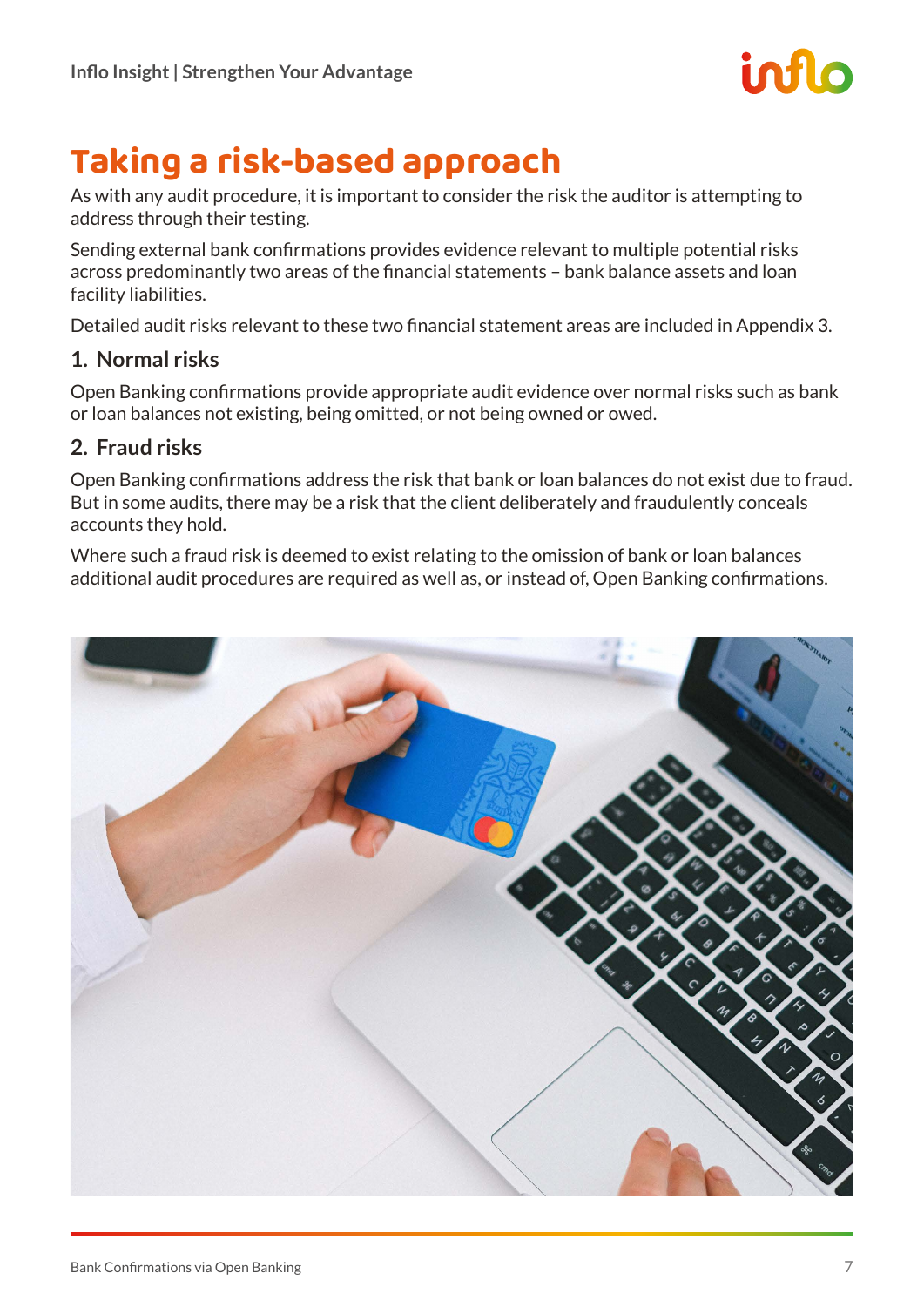# Taking a risk-based approach

As with any audit procedure, it is important to consider the risk the auditor is attempting to address through their testing.

Sending external bank confirmations provides evidence relevant to multiple potential risks across predominantly two areas of the financial statements – bank balance assets and loan facility liabilities.

Detailed audit risks relevant to these two financial statement areas are included in Appendix 3.

## 1. Normal risks

Open Banking confirmations provide appropriate audit evidence over normal risks such as bank or loan balances not existing, being omitted, or not being owned or owed.

## 2. Fraud risks

Open Banking confirmations address the risk that bank or loan balances do not exist due to fraud. But in some audits, there may be a risk that the client deliberately and fraudulently conceals accounts they hold.

Where such a fraud risk is deemed to exist relating to the omission of bank or loan balances additional audit procedures are required as well as, or instead of, Open Banking confirmations.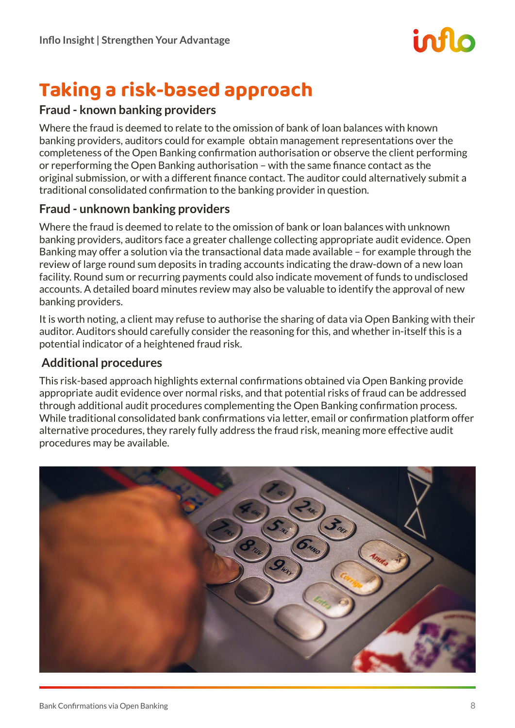# Taking a risk-based approach

## Fraud - known banking providers

Where the fraud is deemed to relate to the omission of bank of loan balances with known banking providers, auditors could for example obtain management representations over the completeness of the Open Banking confirmation authorisation or observe the client performing or reperforming the Open Banking authorisation – with the same finance contact as the original submission, or with a different finance contact. The auditor could alternatively submit a traditional consolidated confirmation to the banking provider in question.

## Fraud - unknown banking providers

Where the fraud is deemed to relate to the omission of bank or loan balances with unknown banking providers, auditors face a greater challenge collecting appropriate audit evidence. Open Banking may offer a solution via the transactional data made available – for example through the review of large round sum deposits in trading accounts indicating the draw-down of a new loan facility. Round sum or recurring payments could also indicate movement of funds to undisclosed accounts. A detailed board minutes review may also be valuable to identify the approval of new banking providers.

It is worth noting, a client may refuse to authorise the sharing of data via Open Banking with their auditor. Auditors should carefully consider the reasoning for this, and whether in-itself this is a potential indicator of a heightened fraud risk.

## Additional procedures

This risk-based approach highlights external confirmations obtained via Open Banking provide appropriate audit evidence over normal risks, and that potential risks of fraud can be addressed through additional audit procedures complementing the Open Banking confirmation process. While traditional consolidated bank confirmations via letter, email or confirmation platform offer alternative procedures, they rarely fully address the fraud risk, meaning more effective audit procedures may be available.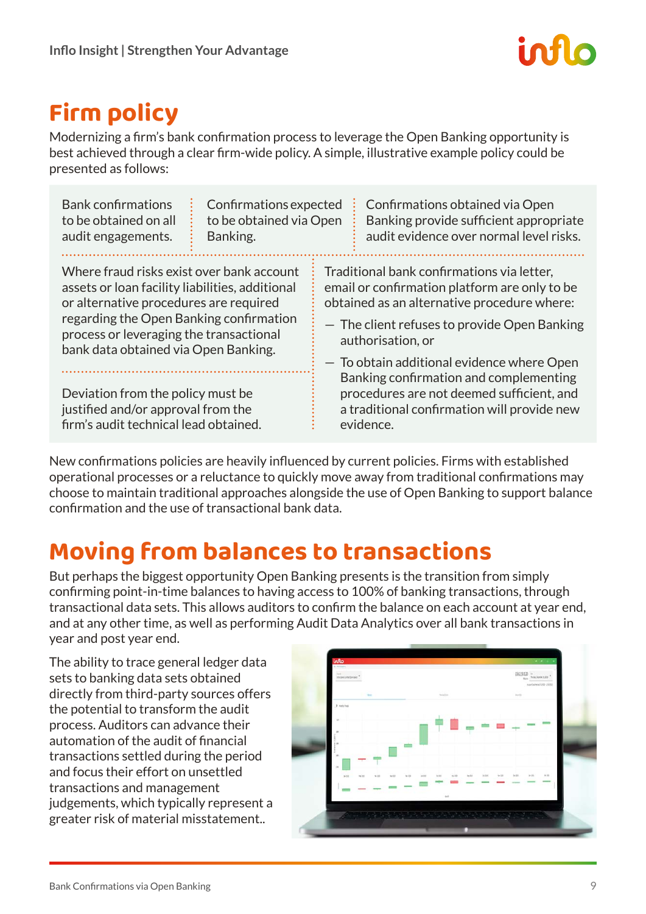# Firm policy

Modernizing a firm's bank confirmation process to leverage the Open Banking opportunity is best achieved through a clear firm-wide policy. A simple, illustrative example policy could be presented as follows:

Bank confirmations to be obtained on all audit engagements.

Confirmations expected to be obtained via Open Banking.

Confirmations obtained via Open Banking provide sufficient appropriate audit evidence over normal level risks.

Where fraud risks exist over bank account assets or loan facility liabilities, additional or alternative procedures are required regarding the Open Banking confirmation process or leveraging the transactional bank data obtained via Open Banking.

Deviation from the policy must be justified and/or approval from the firm's audit technical lead obtained.

Traditional bank confirmations via letter, email or confirmation platform are only to be obtained as an alternative procedure where:

- The client refuses to provide Open Banking authorisation, or
- To obtain additional evidence where Open Banking confirmation and complementing procedures are not deemed sufficient, and a traditional confirmation will provide new evidence.

New confirmations policies are heavily influenced by current policies. Firms with established operational processes or a reluctance to quickly move away from traditional confirmations may choose to maintain traditional approaches alongside the use of Open Banking to support balance confirmation and the use of transactional bank data.

# Moving from balances to transactions

But perhaps the biggest opportunity Open Banking presents is the transition from simply confirming point-in-time balances to having access to 100% of banking transactions, through transactional data sets. This allows auditors to confirm the balance on each account at year end, and at any other time, as well as performing Audit Data Analytics over all bank transactions in year and post year end.

The ability to trace general ledger data sets to banking data sets obtained directly from third-party sources offers the potential to transform the audit process. Auditors can advance their automation of the audit of financial transactions settled during the period and focus their effort on unsettled transactions and management judgements, which typically represent a greater risk of material misstatement..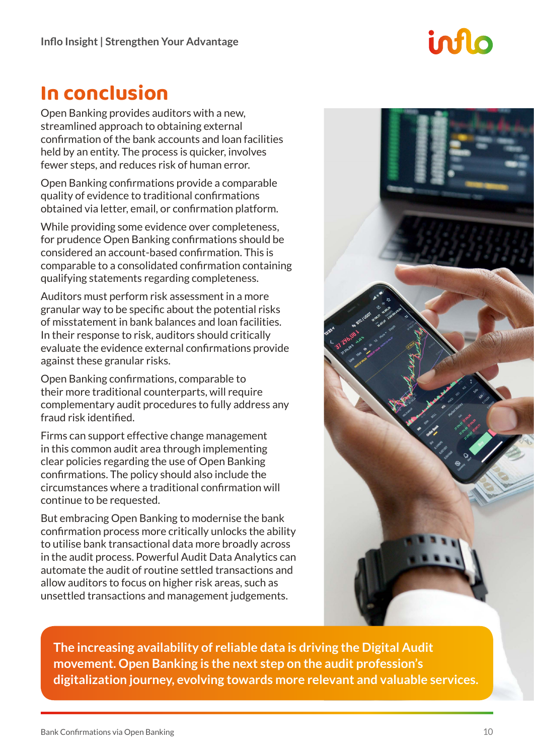# In conclusion

Open Banking provides auditors with a new, streamlined approach to obtaining external confirmation of the bank accounts and loan facilities held by an entity. The process is quicker, involves fewer steps, and reduces risk of human error.

Open Banking confirmations provide a comparable quality of evidence to traditional confirmations obtained via letter, email, or confirmation platform.

While providing some evidence over completeness, for prudence Open Banking confirmations should be considered an account-based confirmation. This is comparable to a consolidated confirmation containing qualifying statements regarding completeness.

Auditors must perform risk assessment in a more granular way to be specific about the potential risks of misstatement in bank balances and loan facilities. In their response to risk, auditors should critically evaluate the evidence external confirmations provide against these granular risks.

Open Banking confirmations, comparable to their more traditional counterparts, will require complementary audit procedures to fully address any fraud risk identified.

Firms can support effective change management in this common audit area through implementing clear policies regarding the use of Open Banking confirmations. The policy should also include the circumstances where a traditional confirmation will continue to be requested.

But embracing Open Banking to modernise the bank confirmation process more critically unlocks the ability to utilise bank transactional data more broadly across in the audit process. Powerful Audit Data Analytics can automate the audit of routine settled transactions and allow auditors to focus on higher risk areas, such as unsettled transactions and management judgements.

**The increasing availability of reliable data is driving the Digital Audit movement. Open Banking is the next step on the audit profession's digitalization journey, evolving towards more relevant and valuable services.**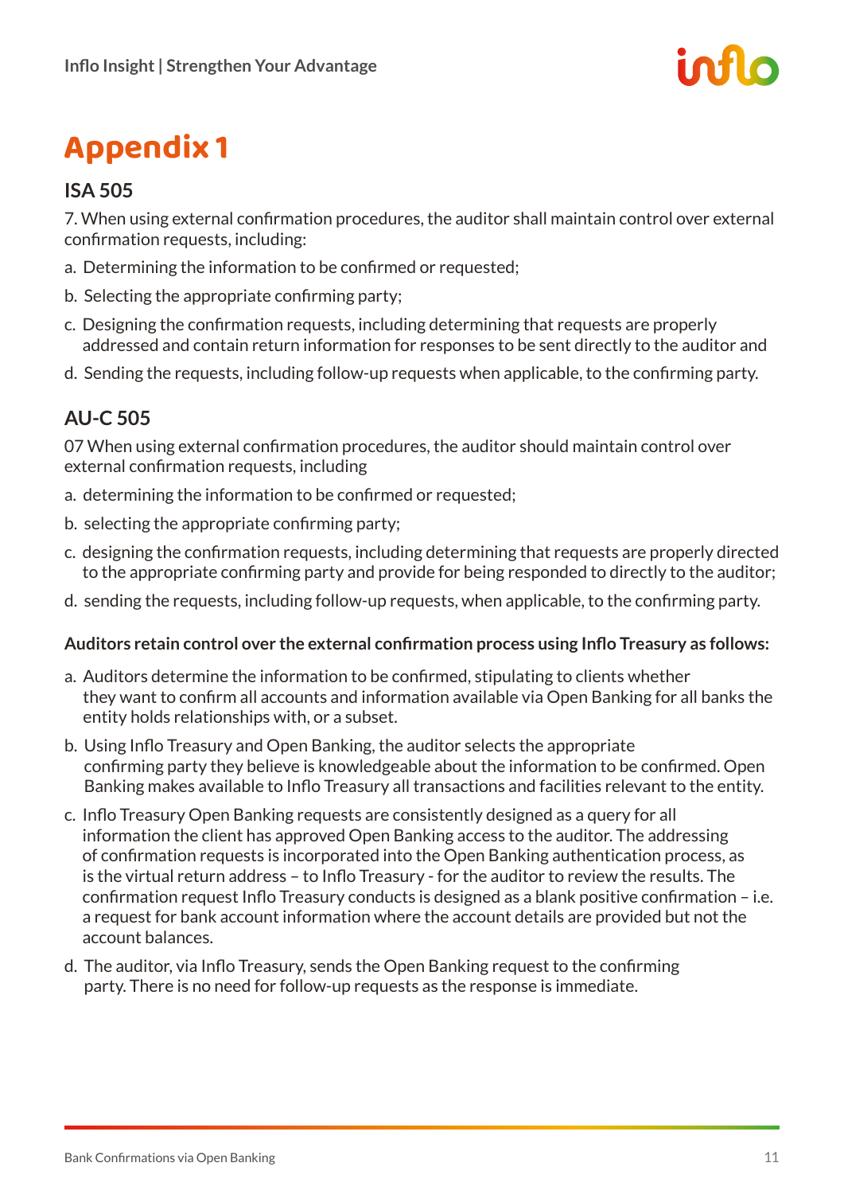# Appendix 1

## ISA 505

7. When using external confirmation procedures, the auditor shall maintain control over external confirmation requests, including:

a. Determining the information to be confirmed or requested;

b. Selecting the appropriate confirming party;

c. Designing the confirmation requests, including determining that requests are properly addressed and contain return information for responses to be sent directly to the auditor and

d. Sending the requests, including follow-up requests when applicable, to the confirming party.

## AU-C 505

07 When using external confirmation procedures, the auditor should maintain control over external confirmation requests, including

a. determining the information to be confirmed or requested;

b. selecting the appropriate confirming party;

c. designing the confirmation requests, including determining that requests are properly directed to the appropriate confirming party and provide for being responded to directly to the auditor;

d. sending the requests, including follow-up requests, when applicable, to the confirming party.

**Auditors retain control over the external confirmation process using Inflo Treasury as follows:**

a. Auditors determine the information to be confirmed, stipulating to clients whether they want to confirm all accounts and information available via Open Banking for all banks the entity holds relationships with, or a subset.

b. Using Inflo Treasury and Open Banking, the auditor selects the appropriate confirming party they believe is knowledgeable about the information to be confirmed. Open Banking makes available to Inflo Treasury all transactions and facilities relevant to the entity.

c. Inflo Treasury Open Banking requests are consistently designed as a query for all information the client has approved Open Banking access to the auditor. The addressing of confirmation requests is incorporated into the Open Banking authentication process, as is the virtual return address – to Inflo Treasury - for the auditor to review the results. The confirmation request Inflo Treasury conducts is designed as a blank positive confirmation – i.e. a request for bank account information where the account details are provided but not the account balances.

d. The auditor, via Inflo Treasury, sends the Open Banking request to the confirming party. There is no need for follow-up requests as the response is immediate.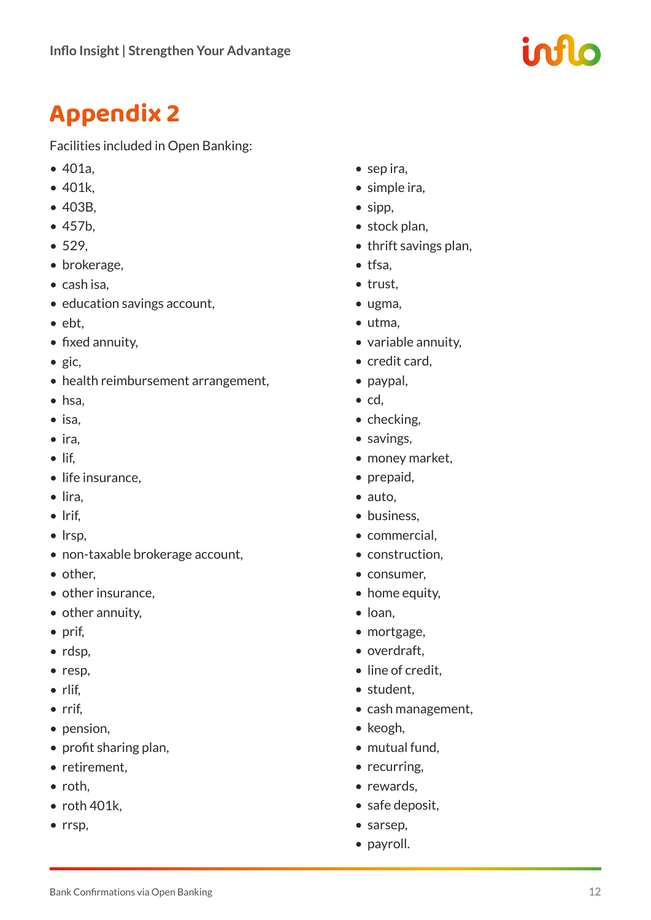# Appendix 2

Facilities included in Open Banking:

- 401a,
- 401k,
- 403B,
- 457b,
- 529,
- brokerage,
- cash isa,
- education savings account,
- ebt,
- fixed annuity,
- gic,
- health reimbursement arrangement,
- hsa,
- isa,
- ira,
- lif,
- life insurance,
- lira,
- lrif,
- lrsp,
- non-taxable brokerage account,
- other,
- other insurance,
- other annuity,
- prif,
- rdsp,
- resp,
- rlif,
- rrif,
- pension,
- profit sharing plan,
- retirement,
- roth,
- roth 401k,
- rrsp,
- sep ira,
- simple ira,
- sipp,
- stock plan,
- thrift savings plan,
- tfsa,
- trust,
- ugma,
- utma,
- variable annuity,
- credit card,
- paypal,
- cd,
- checking,
- savings,
- money market,
- prepaid,
- auto,
- business,
- commercial,
- construction,
- consumer,
- home equity,
- loan,
- mortgage,
- overdraft,
- line of credit,
- student,
- cash management,
- keogh,
- mutual fund,
- recurring,
- rewards,
- safe deposit,
- sarsep,
- payroll.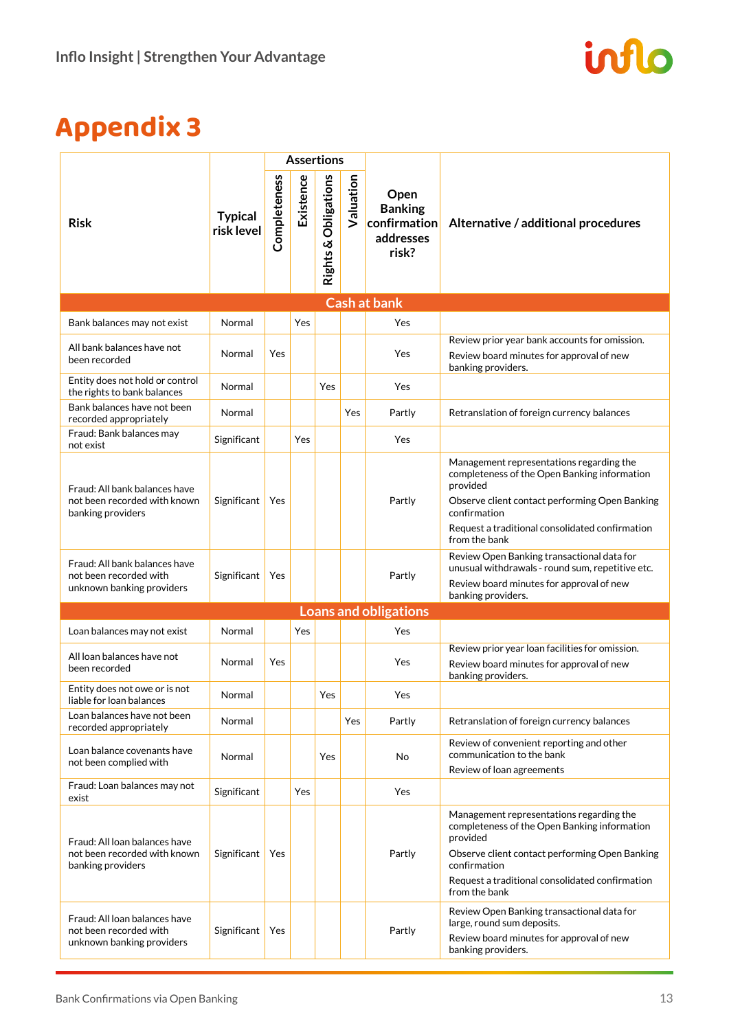# Appendix 3

| Risk | Typical risk level | Assertions | | | | Open Banking confirmation addresses risk? | Alternative / additional procedures |
|---|---|---|---|---|---|---|---|
| | | Completeness | Existence | Rights & Obligations | Valuation | | |
| **Cash at bank** | | | | | | | |
| Bank balances may not exist | Normal | | Yes | | | Yes | |
| All bank balances have not been recorded | Normal | Yes | | | | Yes | Review prior year bank accounts for omission.<br>Review board minutes for approval of new banking providers. |
| Entity does not hold or control the rights to bank balances | Normal | | | Yes | | Yes | |
| Bank balances have not been recorded appropriately | Normal | | | | Yes | Partly | Retranslation of foreign currency balances |
| Fraud: Bank balances may not exist | Significant | | Yes | | | Yes | |
| Fraud: All bank balances have not been recorded with known banking providers | Significant | Yes | | | | Partly | Management representations regarding the completeness of the Open Banking information provided<br>Observe client contact performing Open Banking confirmation<br>Request a traditional consolidated confirmation from the bank |
| Fraud: All bank balances have not been recorded with unknown banking providers | Significant | Yes | | | | Partly | Review Open Banking transactional data for unusual withdrawals - round sum, repetitive etc.<br>Review board minutes for approval of new banking providers. |
| **Loans and obligations** | | | | | | | |
| Loan balances may not exist | Normal | | Yes | | | Yes | |
| All loan balances have not been recorded | Normal | Yes | | | | Yes | Review prior year loan facilities for omission.<br>Review board minutes for approval of new banking providers. |
| Entity does not owe or is not liable for loan balances | Normal | | | Yes | | Yes | |
| Loan balances have not been recorded appropriately | Normal | | | | Yes | Partly | Retranslation of foreign currency balances |
| Loan balance covenants have not been complied with | Normal | | | Yes | | No | Review of convenient reporting and other communication to the bank<br>Review of loan agreements |
| Fraud: Loan balances may not exist | Significant | | Yes | | | Yes | |
| Fraud: All loan balances have not been recorded with known banking providers | Significant | Yes | | | | Partly | Management representations regarding the completeness of the Open Banking information provided<br>Observe client contact performing Open Banking confirmation<br>Request a traditional consolidated confirmation from the bank |
| Fraud: All loan balances have not been recorded with unknown banking providers | Significant | Yes | | | | Partly | Review Open Banking transactional data for large, round sum deposits.<br>Review board minutes for approval of new banking providers. |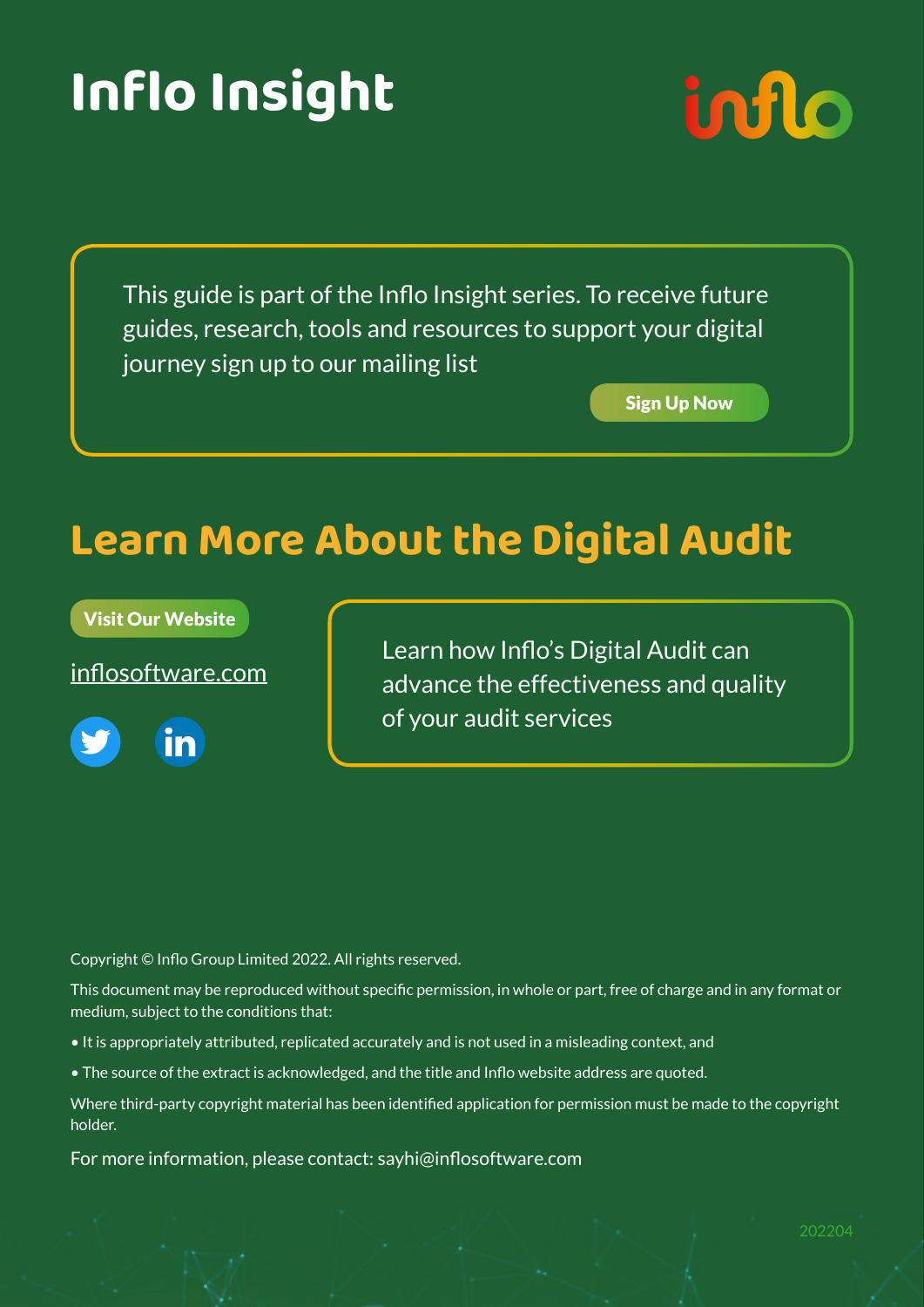# Inflo Insight

This guide is part of the Inflo Insight series. To receive future guides, research, tools and resources to support your digital journey sign up to our mailing list

Sign Up Now

## Learn More About the Digital Audit

Visit Our Website

inflosoftware.com

Learn how Inflo's Digital Audit can advance the effectiveness and quality of your audit services

Copyright © Inflo Group Limited 2022. All rights reserved.

This document may be reproduced without specific permission, in whole or part, free of charge and in any format or medium, subject to the conditions that:

- It is appropriately attributed, replicated accurately and is not used in a misleading context, and
- The source of the extract is acknowledged, and the title and Inflo website address are quoted.

Where third-party copyright material has been identified application for permission must be made to the copyright holder.

For more information, please contact: sayhi@inflosoftware.com

202204